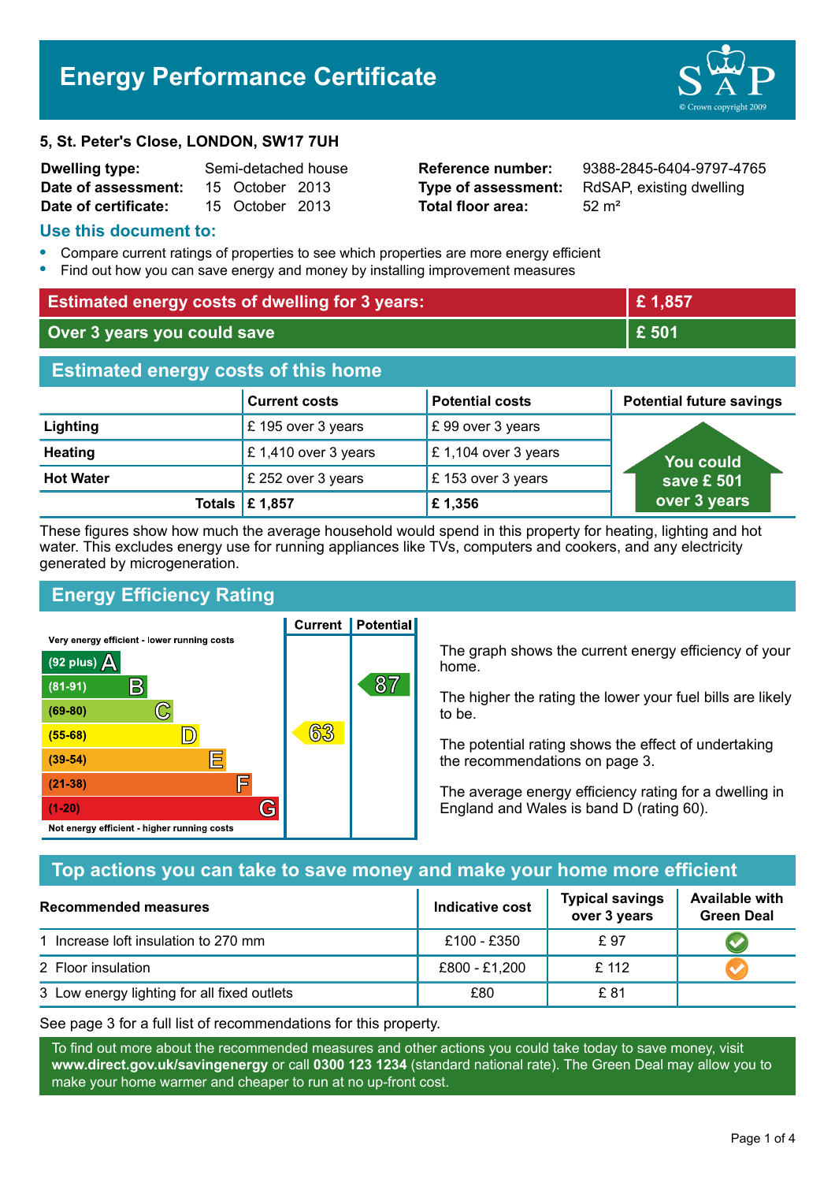# Energy Performance Certificate

**5, St. Peter's Close, LONDON, SW17 7UH**

| | | | |
|---|---|---|---|
| **Dwelling type:** | Semi-detached house | **Reference number:** | 9388-2845-6404-9797-4765 |
| **Date of assessment:** | 15 October 2013 | **Type of assessment:** | RdSAP, existing dwelling |
| **Date of certificate:** | 15 October 2013 | **Total floor area:** | 52 m² |

## Use this document to:

- Compare current ratings of properties to see which properties are more energy efficient
- Find out how you can save energy and money by installing improvement measures

| | |
|---|---|
| **Estimated energy costs of dwelling for 3 years:** | **£ 1,857** |
| **Over 3 years you could save** | **£ 501** |

## Estimated energy costs of this home

| | Current costs | Potential costs | Potential future savings |
|---|---|---|---|
| **Lighting** | £ 195 over 3 years | £ 99 over 3 years | You could save £ 501 over 3 years |
| **Heating** | £ 1,410 over 3 years | £ 1,104 over 3 years | |
| **Hot Water** | £ 252 over 3 years | £ 153 over 3 years | |
| **Totals** | **£ 1,857** | **£ 1,356** | |

These figures show how much the average household would spend in this property for heating, lighting and hot water. This excludes energy use for running appliances like TVs, computers and cookers, and any electricity generated by microgeneration.

## Energy Efficiency Rating

| Rating band | Current | Potential |
|---|---|---|
| Very energy efficient - lower running costs | | |
| (92 plus) A | | |
| (81-91) B | | 87 |
| (69-80) C | | |
| (55-68) D | 63 | |
| (39-54) E | | |
| (21-38) F | | |
| (1-20) G | | |
| Not energy efficient - higher running costs | | |

The graph shows the current energy efficiency of your home.

The higher the rating the lower your fuel bills are likely to be.

The potential rating shows the effect of undertaking the recommendations on page 3.

The average energy efficiency rating for a dwelling in England and Wales is band D (rating 60).

## Top actions you can take to save money and make your home more efficient

| Recommended measures | Indicative cost | Typical savings over 3 years | Available with Green Deal |
|---|---|---|---|
| 1 Increase loft insulation to 270 mm | £100 - £350 | £ 97 | ✔ |
| 2 Floor insulation | £800 - £1,200 | £ 112 | ✔ |
| 3 Low energy lighting for all fixed outlets | £80 | £ 81 | |

See page 3 for a full list of recommendations for this property.

To find out more about the recommended measures and other actions you could take today to save money, visit **www.direct.gov.uk/savingenergy** or call **0300 123 1234** (standard national rate). The Green Deal may allow you to make your home warmer and cheaper to run at no up-front cost.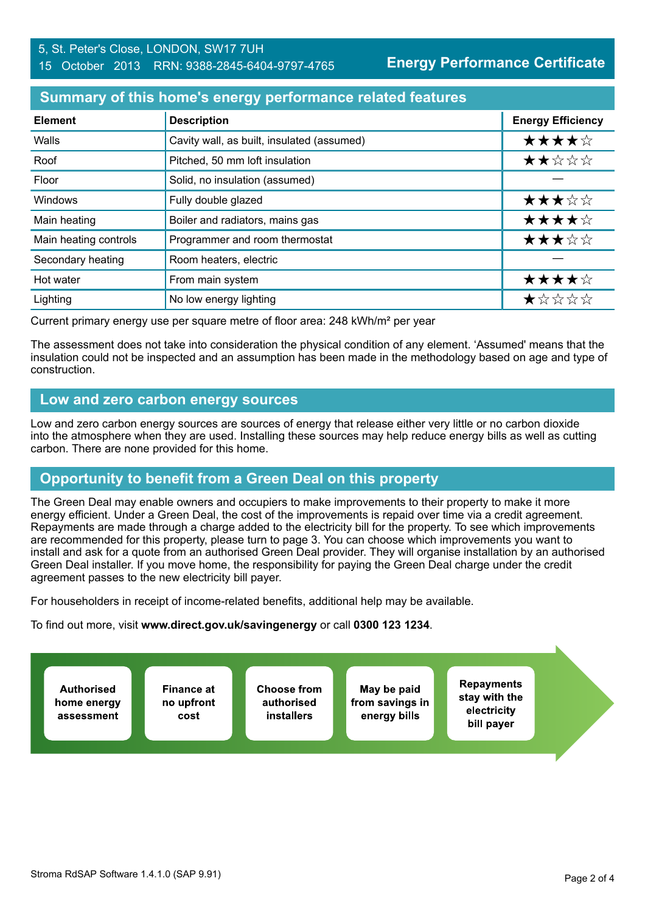5, St. Peter's Close, LONDON, SW17 7UH
15 October 2013 RRN: 9388-2845-6404-9797-4765

**Energy Performance Certificate**

## Summary of this home's energy performance related features

| Element | Description | Energy Efficiency |
|---|---|---|
| Walls | Cavity wall, as built, insulated (assumed) | ★★★★☆ |
| Roof | Pitched, 50 mm loft insulation | ★★☆☆☆ |
| Floor | Solid, no insulation (assumed) | — |
| Windows | Fully double glazed | ★★★☆☆ |
| Main heating | Boiler and radiators, mains gas | ★★★★☆ |
| Main heating controls | Programmer and room thermostat | ★★★☆☆ |
| Secondary heating | Room heaters, electric | — |
| Hot water | From main system | ★★★★☆ |
| Lighting | No low energy lighting | ★☆☆☆☆ |

Current primary energy use per square metre of floor area: 248 kWh/m² per year

The assessment does not take into consideration the physical condition of any element. 'Assumed' means that the insulation could not be inspected and an assumption has been made in the methodology based on age and type of construction.

## Low and zero carbon energy sources

Low and zero carbon energy sources are sources of energy that release either very little or no carbon dioxide into the atmosphere when they are used. Installing these sources may help reduce energy bills as well as cutting carbon. There are none provided for this home.

## Opportunity to benefit from a Green Deal on this property

The Green Deal may enable owners and occupiers to make improvements to their property to make it more energy efficient. Under a Green Deal, the cost of the improvements is repaid over time via a credit agreement. Repayments are made through a charge added to the electricity bill for the property. To see which improvements are recommended for this property, please turn to page 3. You can choose which improvements you want to install and ask for a quote from an authorised Green Deal provider. They will organise installation by an authorised Green Deal installer. If you move home, the responsibility for paying the Green Deal charge under the credit agreement passes to the new electricity bill payer.

For householders in receipt of income-related benefits, additional help may be available.

To find out more, visit **www.direct.gov.uk/savingenergy** or call **0300 123 1234**.

- **Authorised home energy assessment**
- **Finance at no upfront cost**
- **Choose from authorised installers**
- **May be paid from savings in energy bills**
- **Repayments stay with the electricity bill payer**

Stroma RdSAP Software 1.4.1.0 (SAP 9.91)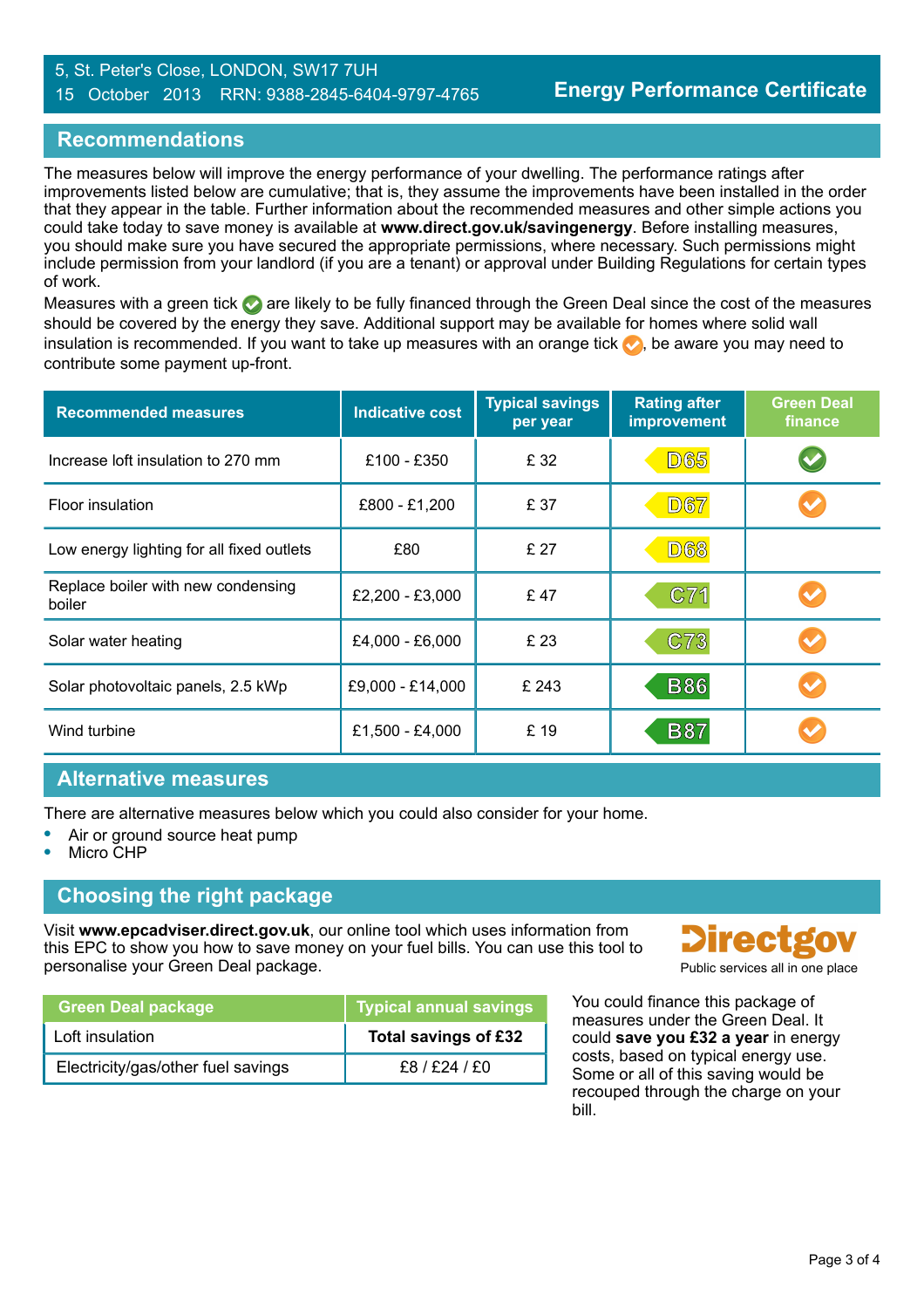5, St. Peter's Close, LONDON, SW17 7UH
15 October 2013 RRN: 9388-2845-6404-9797-4765

**Energy Performance Certificate**

## Recommendations

The measures below will improve the energy performance of your dwelling. The performance ratings after improvements listed below are cumulative; that is, they assume the improvements have been installed in the order that they appear in the table. Further information about the recommended measures and other simple actions you could take today to save money is available at **www.direct.gov.uk/savingenergy**. Before installing measures, you should make sure you have secured the appropriate permissions, where necessary. Such permissions might include permission from your landlord (if you are a tenant) or approval under Building Regulations for certain types of work.

Measures with a green tick ✓ are likely to be fully financed through the Green Deal since the cost of the measures should be covered by the energy they save. Additional support may be available for homes where solid wall insulation is recommended. If you want to take up measures with an orange tick ✓, be aware you may need to contribute some payment up-front.

| Recommended measures | Indicative cost | Typical savings per year | Rating after improvement | Green Deal finance |
|---|---|---|---|---|
| Increase loft insulation to 270 mm | £100 - £350 | £ 32 | D65 | ✓ (green) |
| Floor insulation | £800 - £1,200 | £ 37 | D67 | ✓ (orange) |
| Low energy lighting for all fixed outlets | £80 | £ 27 | D68 | |
| Replace boiler with new condensing boiler | £2,200 - £3,000 | £ 47 | C71 | ✓ (orange) |
| Solar water heating | £4,000 - £6,000 | £ 23 | C73 | ✓ (orange) |
| Solar photovoltaic panels, 2.5 kWp | £9,000 - £14,000 | £ 243 | B86 | ✓ (orange) |
| Wind turbine | £1,500 - £4,000 | £ 19 | B87 | ✓ (orange) |

## Alternative measures

There are alternative measures below which you could also consider for your home.

- Air or ground source heat pump
- Micro CHP

## Choosing the right package

Visit **www.epcadviser.direct.gov.uk**, our online tool which uses information from this EPC to show you how to save money on your fuel bills. You can use this tool to personalise your Green Deal package.

Directgov
Public services all in one place

| Green Deal package | Typical annual savings |
|---|---|
| Loft insulation | **Total savings of £32** |
| Electricity/gas/other fuel savings | £8 / £24 / £0 |

You could finance this package of measures under the Green Deal. It could **save you £32 a year** in energy costs, based on typical energy use. Some or all of this saving would be recouped through the charge on your bill.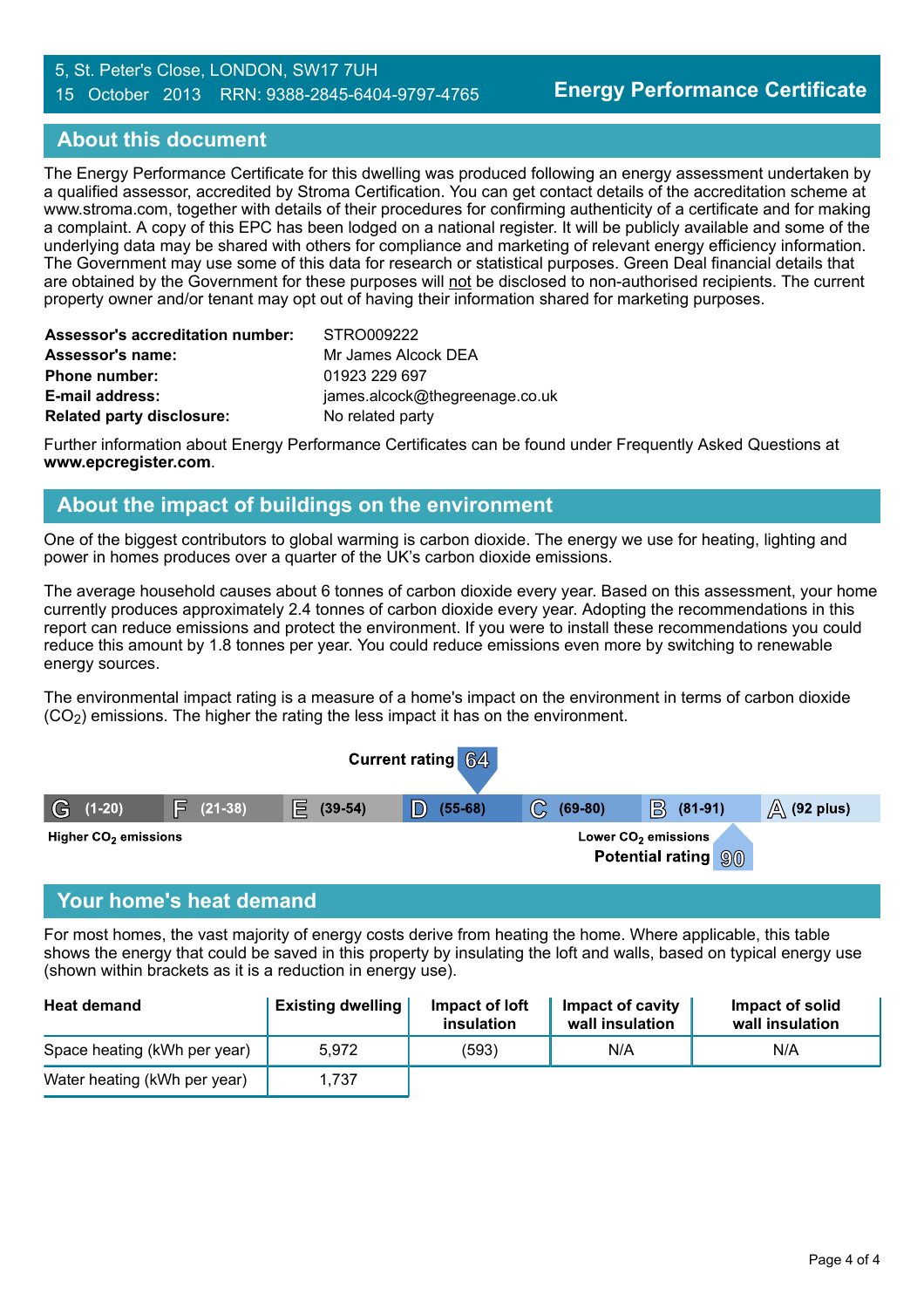5, St. Peter's Close, LONDON, SW17 7UH
15 October 2013 RRN: 9388-2845-6404-9797-4765

**Energy Performance Certificate**

## About this document

The Energy Performance Certificate for this dwelling was produced following an energy assessment undertaken by a qualified assessor, accredited by Stroma Certification. You can get contact details of the accreditation scheme at www.stroma.com, together with details of their procedures for confirming authenticity of a certificate and for making a complaint. A copy of this EPC has been lodged on a national register. It will be publicly available and some of the underlying data may be shared with others for compliance and marketing of relevant energy efficiency information. The Government may use some of this data for research or statistical purposes. Green Deal financial details that are obtained by the Government for these purposes will not be disclosed to non-authorised recipients. The current property owner and/or tenant may opt out of having their information shared for marketing purposes.

| | |
|---|---|
| **Assessor's accreditation number:** | STRO009222 |
| **Assessor's name:** | Mr James Alcock DEA |
| **Phone number:** | 01923 229 697 |
| **E-mail address:** | james.alcock@thegreenage.co.uk |
| **Related party disclosure:** | No related party |

Further information about Energy Performance Certificates can be found under Frequently Asked Questions at **www.epcregister.com**.

## About the impact of buildings on the environment

One of the biggest contributors to global warming is carbon dioxide. The energy we use for heating, lighting and power in homes produces over a quarter of the UK's carbon dioxide emissions.

The average household causes about 6 tonnes of carbon dioxide every year. Based on this assessment, your home currently produces approximately 2.4 tonnes of carbon dioxide every year. Adopting the recommendations in this report can reduce emissions and protect the environment. If you were to install these recommendations you could reduce this amount by 1.8 tonnes per year. You could reduce emissions even more by switching to renewable energy sources.

The environmental impact rating is a measure of a home's impact on the environment in terms of carbon dioxide ($CO_2$) emissions. The higher the rating the less impact it has on the environment.

Current rating 64

G (1-20) F (21-38) E (39-54) D (55-68) C (69-80) B (81-91) A (92 plus)

Higher $CO_2$ emissions

Lower $CO_2$ emissions

Potential rating 90

## Your home's heat demand

For most homes, the vast majority of energy costs derive from heating the home. Where applicable, this table shows the energy that could be saved in this property by insulating the loft and walls, based on typical energy use (shown within brackets as it is a reduction in energy use).

| Heat demand | Existing dwelling | Impact of loft insulation | Impact of cavity wall insulation | Impact of solid wall insulation |
|---|---|---|---|---|
| Space heating (kWh per year) | 5,972 | (593) | N/A | N/A |
| Water heating (kWh per year) | 1,737 | | | |